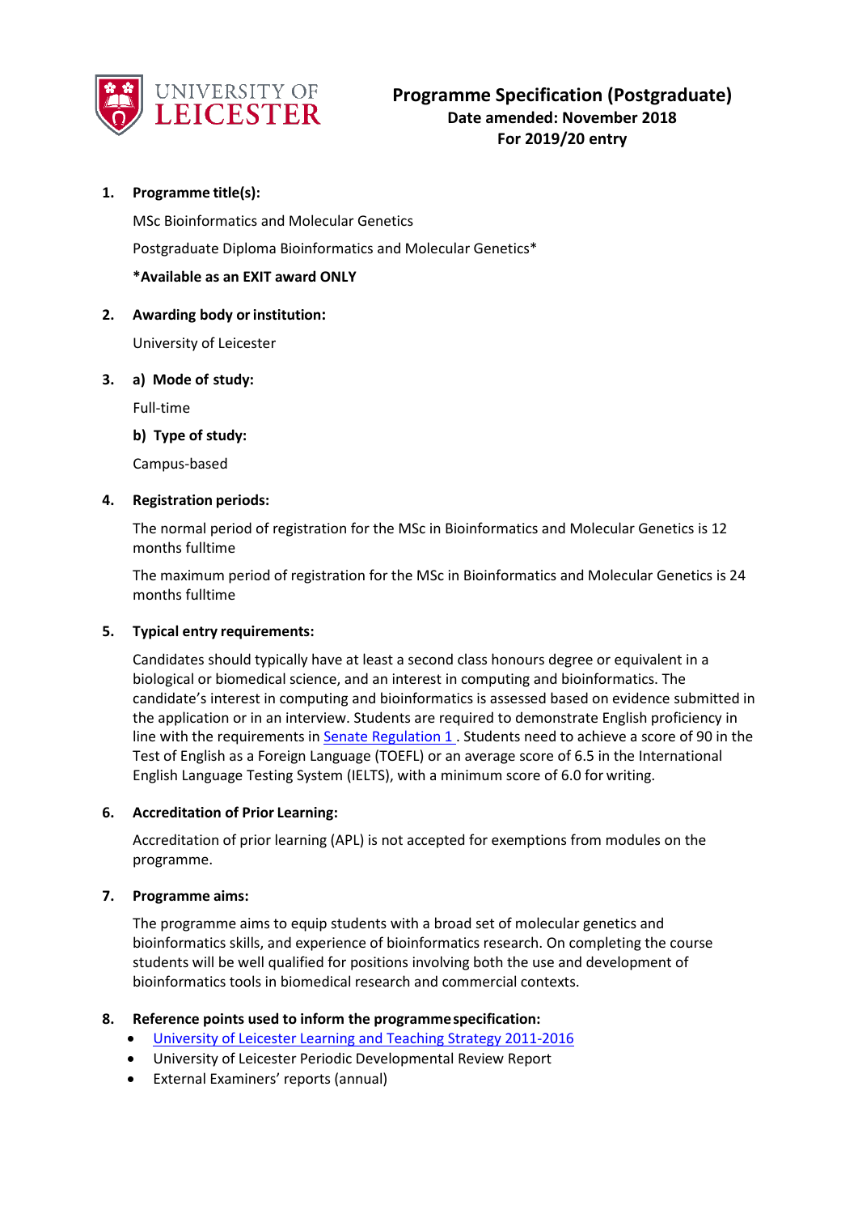UNIVERSITY OF LEICESTER

# Programme Specification (Postgraduate)

**Date amended: November 2018**

**For 2019/20 entry**

1. **Programme title(s):**

   MSc Bioinformatics and Molecular Genetics

   Postgraduate Diploma Bioinformatics and Molecular Genetics*

   ***Available as an EXIT award ONLY**

2. **Awarding body or institution:**

   University of Leicester

3. **a) Mode of study:**

   Full-time

   **b) Type of study:**

   Campus-based

4. **Registration periods:**

   The normal period of registration for the MSc in Bioinformatics and Molecular Genetics is 12 months fulltime

   The maximum period of registration for the MSc in Bioinformatics and Molecular Genetics is 24 months fulltime

5. **Typical entry requirements:**

   Candidates should typically have at least a second class honours degree or equivalent in a biological or biomedical science, and an interest in computing and bioinformatics. The candidate's interest in computing and bioinformatics is assessed based on evidence submitted in the application or in an interview. Students are required to demonstrate English proficiency in line with the requirements in Senate Regulation 1 . Students need to achieve a score of 90 in the Test of English as a Foreign Language (TOEFL) or an average score of 6.5 in the International English Language Testing System (IELTS), with a minimum score of 6.0 for writing.

6. **Accreditation of Prior Learning:**

   Accreditation of prior learning (APL) is not accepted for exemptions from modules on the programme.

7. **Programme aims:**

   The programme aims to equip students with a broad set of molecular genetics and bioinformatics skills, and experience of bioinformatics research. On completing the course students will be well qualified for positions involving both the use and development of bioinformatics tools in biomedical research and commercial contexts.

8. **Reference points used to inform the programme specification:**
   - University of Leicester Learning and Teaching Strategy 2011-2016
   - University of Leicester Periodic Developmental Review Report
   - External Examiners' reports (annual)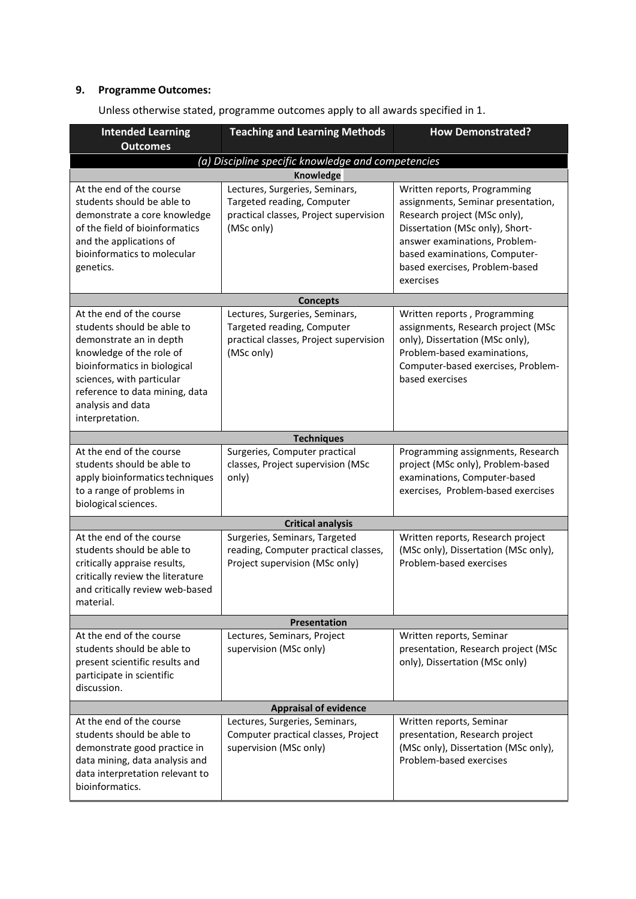### 9. Programme Outcomes:

Unless otherwise stated, programme outcomes apply to all awards specified in 1.

| Intended Learning Outcomes | Teaching and Learning Methods | How Demonstrated? |
|---|---|---|
| *(a) Discipline specific knowledge and competencies* | | |
| **Knowledge** | | |
| At the end of the course students should be able to demonstrate a core knowledge of the field of bioinformatics and the applications of bioinformatics to molecular genetics. | Lectures, Surgeries, Seminars, Targeted reading, Computer practical classes, Project supervision (MSc only) | Written reports, Programming assignments, Seminar presentation, Research project (MSc only), Dissertation (MSc only), Short-answer examinations, Problem-based examinations, Computer-based exercises, Problem-based exercises |
| **Concepts** | | |
| At the end of the course students should be able to demonstrate an in depth knowledge of the role of bioinformatics in biological sciences, with particular reference to data mining, data analysis and data interpretation. | Lectures, Surgeries, Seminars, Targeted reading, Computer practical classes, Project supervision (MSc only) | Written reports , Programming assignments, Research project (MSc only), Dissertation (MSc only), Problem-based examinations, Computer-based exercises, Problem-based exercises |
| **Techniques** | | |
| At the end of the course students should be able to apply bioinformatics techniques to a range of problems in biological sciences. | Surgeries, Computer practical classes, Project supervision (MSc only) | Programming assignments, Research project (MSc only), Problem-based examinations, Computer-based exercises, Problem-based exercises |
| **Critical analysis** | | |
| At the end of the course students should be able to critically appraise results, critically review the literature and critically review web-based material. | Surgeries, Seminars, Targeted reading, Computer practical classes, Project supervision (MSc only) | Written reports, Research project (MSc only), Dissertation (MSc only), Problem-based exercises |
| **Presentation** | | |
| At the end of the course students should be able to present scientific results and participate in scientific discussion. | Lectures, Seminars, Project supervision (MSc only) | Written reports, Seminar presentation, Research project (MSc only), Dissertation (MSc only) |
| **Appraisal of evidence** | | |
| At the end of the course students should be able to demonstrate good practice in data mining, data analysis and data interpretation relevant to bioinformatics. | Lectures, Surgeries, Seminars, Computer practical classes, Project supervision (MSc only) | Written reports, Seminar presentation, Research project (MSc only), Dissertation (MSc only), Problem-based exercises |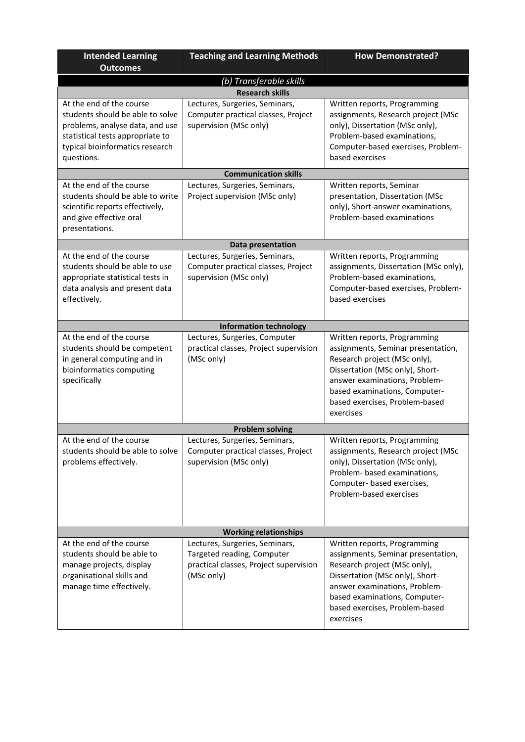| Intended Learning Outcomes | Teaching and Learning Methods | How Demonstrated? |
|---|---|---|
| *(b) Transferable skills* | | |
| **Research skills** | | |
| At the end of the course students should be able to solve problems, analyse data, and use statistical tests appropriate to typical bioinformatics research questions. | Lectures, Surgeries, Seminars, Computer practical classes, Project supervision (MSc only) | Written reports, Programming assignments, Research project (MSc only), Dissertation (MSc only), Problem-based examinations, Computer-based exercises, Problem-based exercises |
| **Communication skills** | | |
| At the end of the course students should be able to write scientific reports effectively, and give effective oral presentations. | Lectures, Surgeries, Seminars, Project supervision (MSc only) | Written reports, Seminar presentation, Dissertation (MSc only), Short-answer examinations, Problem-based examinations |
| **Data presentation** | | |
| At the end of the course students should be able to use appropriate statistical tests in data analysis and present data effectively. | Lectures, Surgeries, Seminars, Computer practical classes, Project supervision (MSc only) | Written reports, Programming assignments, Dissertation (MSc only), Problem-based examinations, Computer-based exercises, Problem-based exercises |
| **Information technology** | | |
| At the end of the course students should be competent in general computing and in bioinformatics computing specifically | Lectures, Surgeries, Computer practical classes, Project supervision (MSc only) | Written reports, Programming assignments, Seminar presentation, Research project (MSc only), Dissertation (MSc only), Short-answer examinations, Problem-based examinations, Computer-based exercises, Problem-based exercises |
| **Problem solving** | | |
| At the end of the course students should be able to solve problems effectively. | Lectures, Surgeries, Seminars, Computer practical classes, Project supervision (MSc only) | Written reports, Programming assignments, Research project (MSc only), Dissertation (MSc only), Problem- based examinations, Computer- based exercises, Problem-based exercises |
| **Working relationships** | | |
| At the end of the course students should be able to manage projects, display organisational skills and manage time effectively. | Lectures, Surgeries, Seminars, Targeted reading, Computer practical classes, Project supervision (MSc only) | Written reports, Programming assignments, Seminar presentation, Research project (MSc only), Dissertation (MSc only), Short-answer examinations, Problem-based examinations, Computer-based exercises, Problem-based exercises |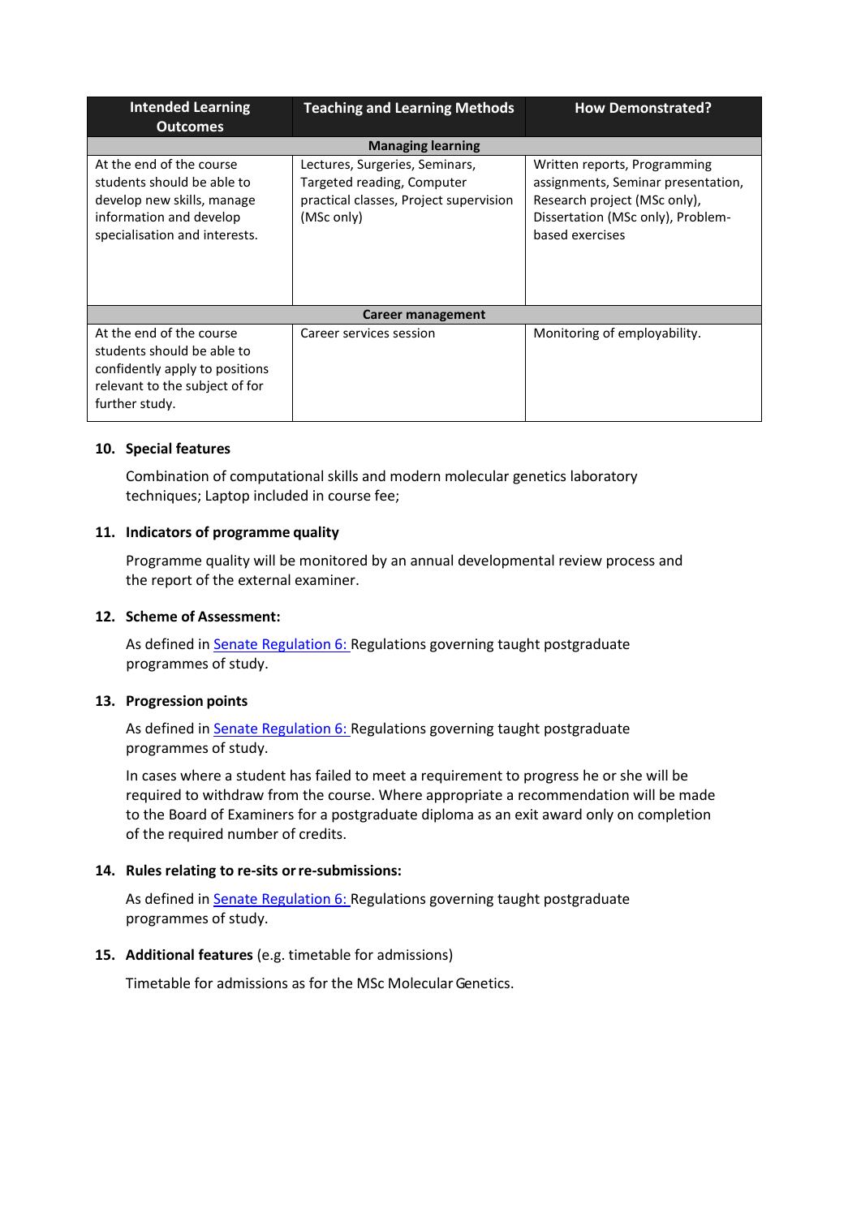| Intended Learning Outcomes | Teaching and Learning Methods | How Demonstrated? |
|---|---|---|
| **Managing learning** | | |
| At the end of the course students should be able to develop new skills, manage information and develop specialisation and interests. | Lectures, Surgeries, Seminars, Targeted reading, Computer practical classes, Project supervision (MSc only) | Written reports, Programming assignments, Seminar presentation, Research project (MSc only), Dissertation (MSc only), Problem-based exercises |
| **Career management** | | |
| At the end of the course students should be able to confidently apply to positions relevant to the subject of for further study. | Career services session | Monitoring of employability. |

**10. Special features**

Combination of computational skills and modern molecular genetics laboratory techniques; Laptop included in course fee;

**11. Indicators of programme quality**

Programme quality will be monitored by an annual developmental review process and the report of the external examiner.

**12. Scheme of Assessment:**

As defined in Senate Regulation 6: Regulations governing taught postgraduate programmes of study.

**13. Progression points**

As defined in Senate Regulation 6: Regulations governing taught postgraduate programmes of study.

In cases where a student has failed to meet a requirement to progress he or she will be required to withdraw from the course. Where appropriate a recommendation will be made to the Board of Examiners for a postgraduate diploma as an exit award only on completion of the required number of credits.

**14. Rules relating to re-sits or re-submissions:**

As defined in Senate Regulation 6: Regulations governing taught postgraduate programmes of study.

**15. Additional features** (e.g. timetable for admissions)

Timetable for admissions as for the MSc Molecular Genetics.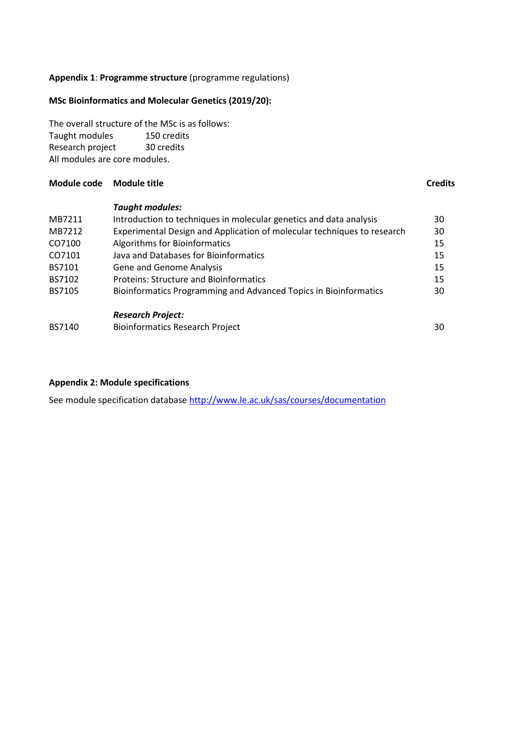**Appendix 1**: **Programme structure** (programme regulations)

**MSc Bioinformatics and Molecular Genetics (2019/20):**

The overall structure of the MSc is as follows:
Taught modules 150 credits
Research project 30 credits
All modules are core modules.

| Module code | Module title | Credits |
|---|---|---|
| | ***Taught modules:*** | |
| MB7211 | Introduction to techniques in molecular genetics and data analysis | 30 |
| MB7212 | Experimental Design and Application of molecular techniques to research | 30 |
| CO7100 | Algorithms for Bioinformatics | 15 |
| CO7101 | Java and Databases for Bioinformatics | 15 |
| BS7101 | Gene and Genome Analysis | 15 |
| BS7102 | Proteins: Structure and Bioinformatics | 15 |
| BS7105 | Bioinformatics Programming and Advanced Topics in Bioinformatics | 30 |
| | ***Research Project:*** | |
| BS7140 | Bioinformatics Research Project | 30 |

**Appendix 2: Module specifications**

See module specification database http://www.le.ac.uk/sas/courses/documentation